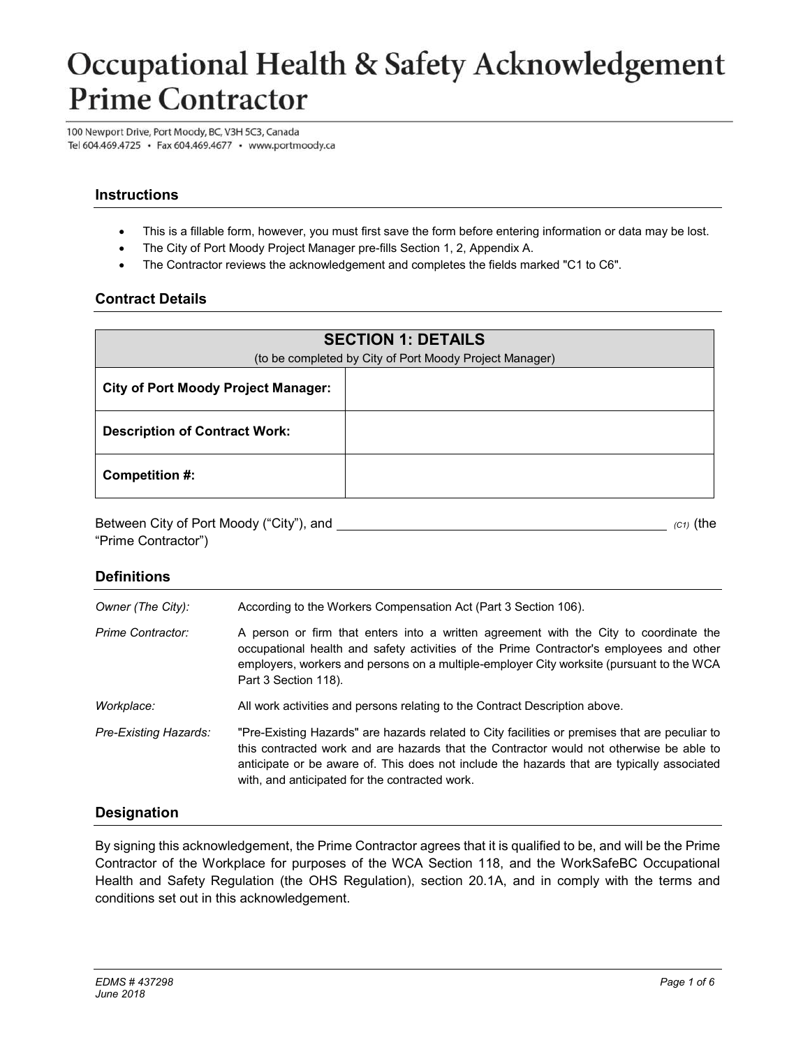# Occupational Health & Safety Acknowledgement Prime Contractor

100 Newport Drive, Port Moody, BC, V3H 5C3, Canada
Tel 604.469.4725 • Fax 604.469.4677 • www.portmoody.ca

## Instructions

- This is a fillable form, however, you must first save the form before entering information or data may be lost.
- The City of Port Moody Project Manager pre-fills Section 1, 2, Appendix A.
- The Contractor reviews the acknowledgement and completes the fields marked "C1 to C6".

## Contract Details

| SECTION 1: DETAILS (to be completed by City of Port Moody Project Manager) | |
|---|---|
| **City of Port Moody Project Manager:** | |
| **Description of Contract Work:** | |
| **Competition #:** | |

Between City of Port Moody ("City"), and \_\_\_\_\_\_\_\_\_\_\_\_\_\_\_\_\_\_\_\_\_\_\_\_\_\_\_\_\_\_\_\_\_\_ *(C1)* (the "Prime Contractor")

## Definitions

| | |
|---|---|
| *Owner (The City):* | According to the Workers Compensation Act (Part 3 Section 106). |
| *Prime Contractor:* | A person or firm that enters into a written agreement with the City to coordinate the occupational health and safety activities of the Prime Contractor's employees and other employers, workers and persons on a multiple-employer City worksite (pursuant to the WCA Part 3 Section 118). |
| *Workplace:* | All work activities and persons relating to the Contract Description above. |
| *Pre-Existing Hazards:* | "Pre-Existing Hazards" are hazards related to City facilities or premises that are peculiar to this contracted work and are hazards that the Contractor would not otherwise be able to anticipate or be aware of. This does not include the hazards that are typically associated with, and anticipated for the contracted work. |

## Designation

By signing this acknowledgement, the Prime Contractor agrees that it is qualified to be, and will be the Prime Contractor of the Workplace for purposes of the WCA Section 118, and the WorkSafeBC Occupational Health and Safety Regulation (the OHS Regulation), section 20.1A, and in comply with the terms and conditions set out in this acknowledgement.

*EDMS # 437298*
*June 2018*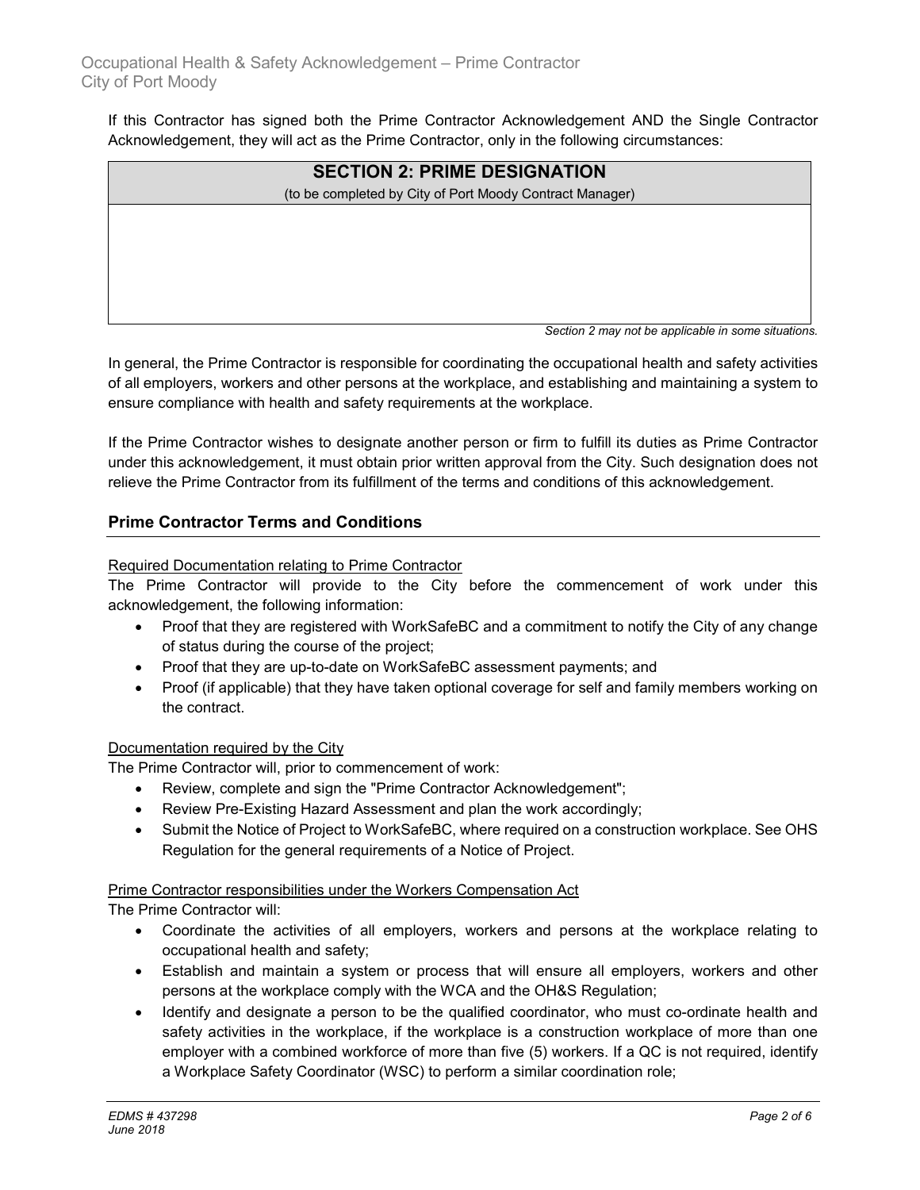If this Contractor has signed both the Prime Contractor Acknowledgement AND the Single Contractor Acknowledgement, they will act as the Prime Contractor, only in the following circumstances:

| SECTION 2: PRIME DESIGNATION<br>(to be completed by City of Port Moody Contract Manager) |
| --- |
| |

*Section 2 may not be applicable in some situations.*

In general, the Prime Contractor is responsible for coordinating the occupational health and safety activities of all employers, workers and other persons at the workplace, and establishing and maintaining a system to ensure compliance with health and safety requirements at the workplace.

If the Prime Contractor wishes to designate another person or firm to fulfill its duties as Prime Contractor under this acknowledgement, it must obtain prior written approval from the City. Such designation does not relieve the Prime Contractor from its fulfillment of the terms and conditions of this acknowledgement.

## Prime Contractor Terms and Conditions

Required Documentation relating to Prime Contractor

The Prime Contractor will provide to the City before the commencement of work under this acknowledgement, the following information:

- Proof that they are registered with WorkSafeBC and a commitment to notify the City of any change of status during the course of the project;
- Proof that they are up-to-date on WorkSafeBC assessment payments; and
- Proof (if applicable) that they have taken optional coverage for self and family members working on the contract.

Documentation required by the City

The Prime Contractor will, prior to commencement of work:

- Review, complete and sign the "Prime Contractor Acknowledgement";
- Review Pre-Existing Hazard Assessment and plan the work accordingly;
- Submit the Notice of Project to WorkSafeBC, where required on a construction workplace. See OHS Regulation for the general requirements of a Notice of Project.

Prime Contractor responsibilities under the Workers Compensation Act

The Prime Contractor will:

- Coordinate the activities of all employers, workers and persons at the workplace relating to occupational health and safety;
- Establish and maintain a system or process that will ensure all employers, workers and other persons at the workplace comply with the WCA and the OH&S Regulation;
- Identify and designate a person to be the qualified coordinator, who must co-ordinate health and safety activities in the workplace, if the workplace is a construction workplace of more than one employer with a combined workforce of more than five (5) workers. If a QC is not required, identify a Workplace Safety Coordinator (WSC) to perform a similar coordination role;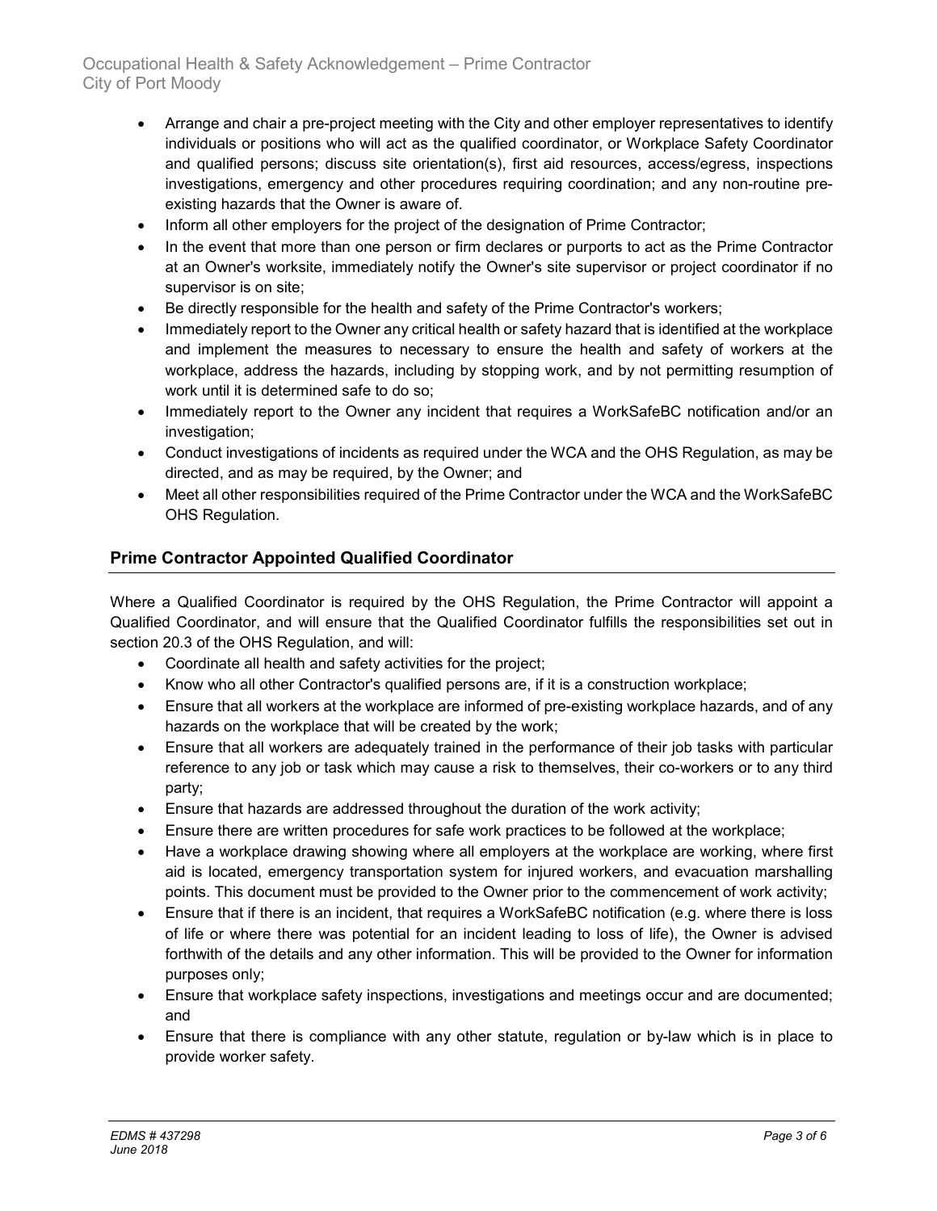- Arrange and chair a pre-project meeting with the City and other employer representatives to identify individuals or positions who will act as the qualified coordinator, or Workplace Safety Coordinator and qualified persons; discuss site orientation(s), first aid resources, access/egress, inspections investigations, emergency and other procedures requiring coordination; and any non-routine pre-existing hazards that the Owner is aware of.
- Inform all other employers for the project of the designation of Prime Contractor;
- In the event that more than one person or firm declares or purports to act as the Prime Contractor at an Owner's worksite, immediately notify the Owner's site supervisor or project coordinator if no supervisor is on site;
- Be directly responsible for the health and safety of the Prime Contractor's workers;
- Immediately report to the Owner any critical health or safety hazard that is identified at the workplace and implement the measures to necessary to ensure the health and safety of workers at the workplace, address the hazards, including by stopping work, and by not permitting resumption of work until it is determined safe to do so;
- Immediately report to the Owner any incident that requires a WorkSafeBC notification and/or an investigation;
- Conduct investigations of incidents as required under the WCA and the OHS Regulation, as may be directed, and as may be required, by the Owner; and
- Meet all other responsibilities required of the Prime Contractor under the WCA and the WorkSafeBC OHS Regulation.

## Prime Contractor Appointed Qualified Coordinator

Where a Qualified Coordinator is required by the OHS Regulation, the Prime Contractor will appoint a Qualified Coordinator, and will ensure that the Qualified Coordinator fulfills the responsibilities set out in section 20.3 of the OHS Regulation, and will:

- Coordinate all health and safety activities for the project;
- Know who all other Contractor's qualified persons are, if it is a construction workplace;
- Ensure that all workers at the workplace are informed of pre-existing workplace hazards, and of any hazards on the workplace that will be created by the work;
- Ensure that all workers are adequately trained in the performance of their job tasks with particular reference to any job or task which may cause a risk to themselves, their co-workers or to any third party;
- Ensure that hazards are addressed throughout the duration of the work activity;
- Ensure there are written procedures for safe work practices to be followed at the workplace;
- Have a workplace drawing showing where all employers at the workplace are working, where first aid is located, emergency transportation system for injured workers, and evacuation marshalling points. This document must be provided to the Owner prior to the commencement of work activity;
- Ensure that if there is an incident, that requires a WorkSafeBC notification (e.g. where there is loss of life or where there was potential for an incident leading to loss of life), the Owner is advised forthwith of the details and any other information. This will be provided to the Owner for information purposes only;
- Ensure that workplace safety inspections, investigations and meetings occur and are documented; and
- Ensure that there is compliance with any other statute, regulation or by-law which is in place to provide worker safety.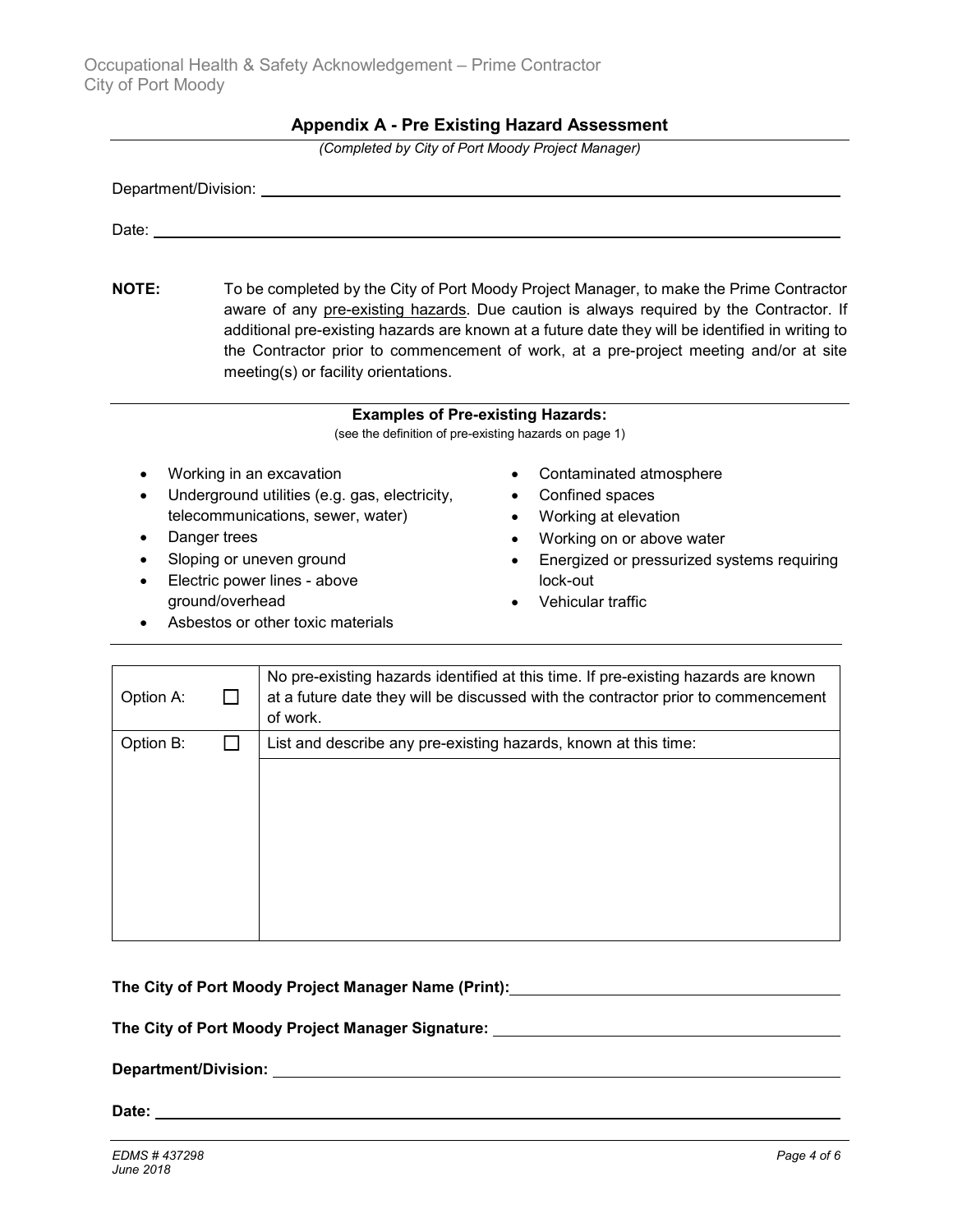## Appendix A - Pre Existing Hazard Assessment

*(Completed by City of Port Moody Project Manager)*

Department/Division: ______________________________

Date: ______________________________

**NOTE:** To be completed by the City of Port Moody Project Manager, to make the Prime Contractor aware of any pre-existing hazards. Due caution is always required by the Contractor. If additional pre-existing hazards are known at a future date they will be identified in writing to the Contractor prior to commencement of work, at a pre-project meeting and/or at site meeting(s) or facility orientations.

**Examples of Pre-existing Hazards:**

(see the definition of pre-existing hazards on page 1)

- Working in an excavation
- Underground utilities (e.g. gas, electricity, telecommunications, sewer, water)
- Danger trees
- Sloping or uneven ground
- Electric power lines - above ground/overhead
- Asbestos or other toxic materials
- Contaminated atmosphere
- Confined spaces
- Working at elevation
- Working on or above water
- Energized or pressurized systems requiring lock-out
- Vehicular traffic

| | | |
|---|---|---|
| Option A: | ☐ | No pre-existing hazards identified at this time. If pre-existing hazards are known at a future date they will be discussed with the contractor prior to commencement of work. |
| Option B: | ☐ | List and describe any pre-existing hazards, known at this time: |
| | | |

**The City of Port Moody Project Manager Name (Print):** ______________________________

**The City of Port Moody Project Manager Signature:** ______________________________

**Department/Division:** ______________________________

**Date:** ______________________________

*EDMS # 437298*
*June 2018*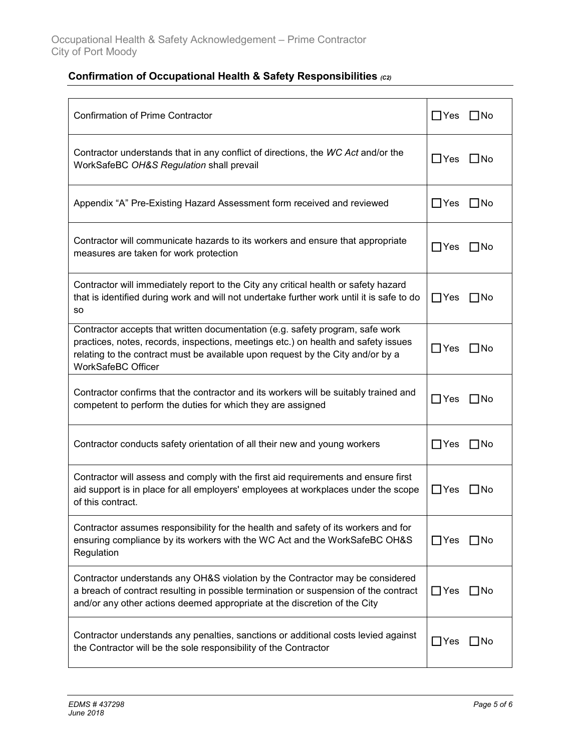## Confirmation of Occupational Health & Safety Responsibilities *(C2)*

| | |
|---|---|
| Confirmation of Prime Contractor | ☐Yes ☐No |
| Contractor understands that in any conflict of directions, the *WC Act* and/or the WorkSafeBC *OH&S Regulation* shall prevail | ☐Yes ☐No |
| Appendix "A" Pre-Existing Hazard Assessment form received and reviewed | ☐Yes ☐No |
| Contractor will communicate hazards to its workers and ensure that appropriate measures are taken for work protection | ☐Yes ☐No |
| Contractor will immediately report to the City any critical health or safety hazard that is identified during work and will not undertake further work until it is safe to do so | ☐Yes ☐No |
| Contractor accepts that written documentation (e.g. safety program, safe work practices, notes, records, inspections, meetings etc.) on health and safety issues relating to the contract must be available upon request by the City and/or by a WorkSafeBC Officer | ☐Yes ☐No |
| Contractor confirms that the contractor and its workers will be suitably trained and competent to perform the duties for which they are assigned | ☐Yes ☐No |
| Contractor conducts safety orientation of all their new and young workers | ☐Yes ☐No |
| Contractor will assess and comply with the first aid requirements and ensure first aid support is in place for all employers' employees at workplaces under the scope of this contract. | ☐Yes ☐No |
| Contractor assumes responsibility for the health and safety of its workers and for ensuring compliance by its workers with the WC Act and the WorkSafeBC OH&S Regulation | ☐Yes ☐No |
| Contractor understands any OH&S violation by the Contractor may be considered a breach of contract resulting in possible termination or suspension of the contract and/or any other actions deemed appropriate at the discretion of the City | ☐Yes ☐No |
| Contractor understands any penalties, sanctions or additional costs levied against the Contractor will be the sole responsibility of the Contractor | ☐Yes ☐No |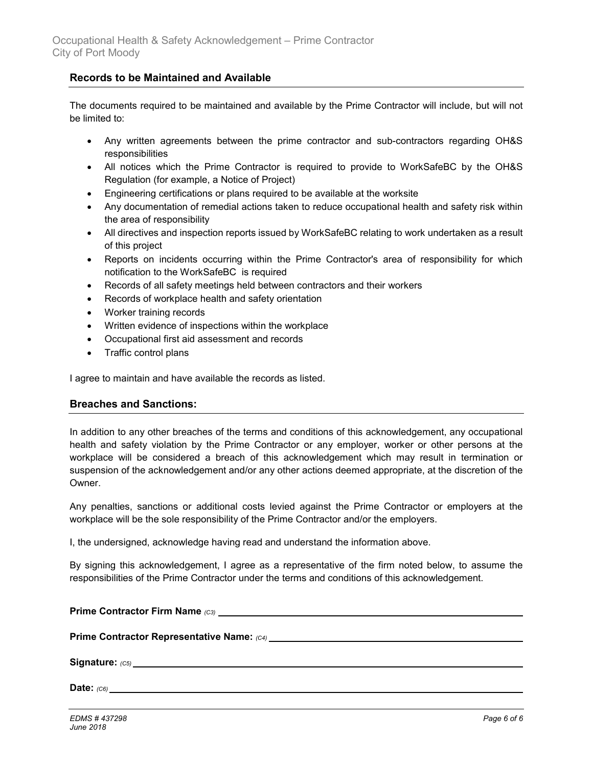## Records to be Maintained and Available

The documents required to be maintained and available by the Prime Contractor will include, but will not be limited to:

- Any written agreements between the prime contractor and sub-contractors regarding OH&S responsibilities
- All notices which the Prime Contractor is required to provide to WorkSafeBC by the OH&S Regulation (for example, a Notice of Project)
- Engineering certifications or plans required to be available at the worksite
- Any documentation of remedial actions taken to reduce occupational health and safety risk within the area of responsibility
- All directives and inspection reports issued by WorkSafeBC relating to work undertaken as a result of this project
- Reports on incidents occurring within the Prime Contractor's area of responsibility for which notification to the WorkSafeBC is required
- Records of all safety meetings held between contractors and their workers
- Records of workplace health and safety orientation
- Worker training records
- Written evidence of inspections within the workplace
- Occupational first aid assessment and records
- Traffic control plans

I agree to maintain and have available the records as listed.

## Breaches and Sanctions:

In addition to any other breaches of the terms and conditions of this acknowledgement, any occupational health and safety violation by the Prime Contractor or any employer, worker or other persons at the workplace will be considered a breach of this acknowledgement which may result in termination or suspension of the acknowledgement and/or any other actions deemed appropriate, at the discretion of the Owner.

Any penalties, sanctions or additional costs levied against the Prime Contractor or employers at the workplace will be the sole responsibility of the Prime Contractor and/or the employers.

I, the undersigned, acknowledge having read and understand the information above.

By signing this acknowledgement, I agree as a representative of the firm noted below, to assume the responsibilities of the Prime Contractor under the terms and conditions of this acknowledgement.

**Prime Contractor Firm Name** *(C3)* ______________________________

**Prime Contractor Representative Name:** *(C4)* ______________________________

**Signature:** *(C5)* ______________________________

**Date:** *(C6)* ______________________________

*EDMS # 437298*
*June 2018*